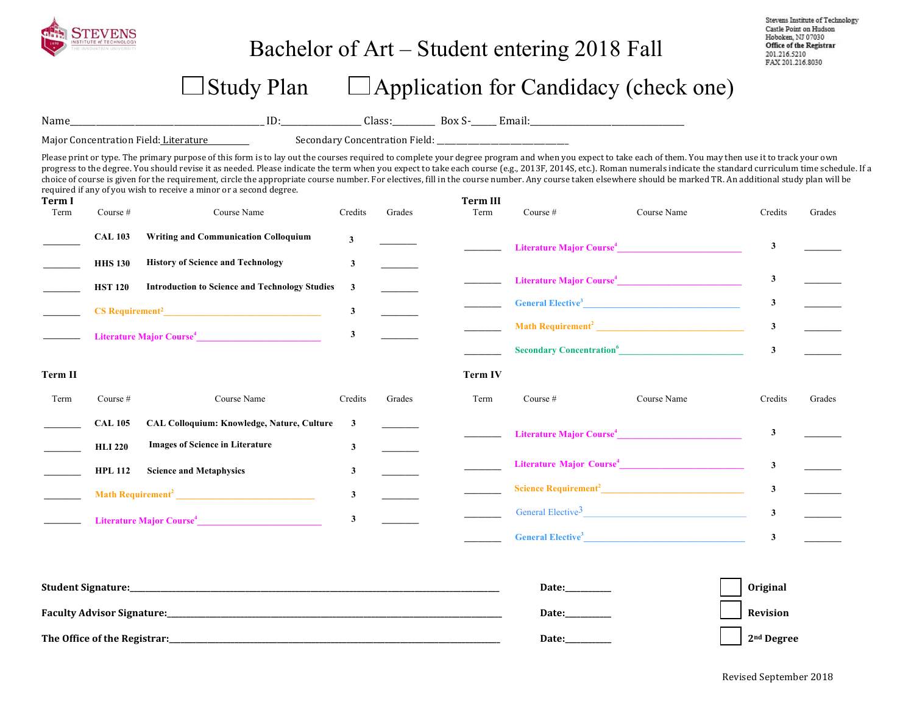Stevens Institute of Technology
Castle Point on Hudson
Hoboken, NJ 07030
**Office of the Registrar**
201.216.5210
FAX 201.216.8030

# Bachelor of Art – Student entering 2018 Fall

☐ Study Plan  ☐ Application for Candidacy (check one)

Name________________________ ID:____________ Class:________ Box S-_____ Email:______________________

Major Concentration Field: Literature________ Secondary Concentration Field: ______________________

Please print or type. The primary purpose of this form is to lay out the courses required to complete your degree program and when you expect to take each of them. You may then use it to track your own progress to the degree. You should revise it as needed. Please indicate the term when you expect to take each course (e.g., 2013F, 2014S, etc.). Roman numerals indicate the standard curriculum time schedule. If a choice of course is given for the requirement, circle the appropriate course number. For electives, fill in the course number. Any course taken elsewhere should be marked TR. An additional study plan will be required if any of you wish to receive a minor or a second degree.

**Term I**

| Term | Course # | Course Name | Credits | Grades |
|---|---|---|---|---|
| ________ | **CAL 103** | **Writing and Communication Colloquium** | 3 | ________ |
| ________ | **HHS 130** | **History of Science and Technology** | 3 | ________ |
| ________ | **HST 120** | **Introduction to Science and Technology Studies** | 3 | ________ |
| ________ | **CS Requirement**[2] ________________ | | 3 | ________ |
| ________ | **Literature Major Course**[4] ________________ | | 3 | ________ |

**Term II**

| Term | Course # | Course Name | Credits | Grades |
|---|---|---|---|---|
| ________ | **CAL 105** | **CAL Colloquium: Knowledge, Nature, Culture** | 3 | ________ |
| ________ | **HLI 220** | **Images of Science in Literature** | 3 | ________ |
| ________ | **HPL 112** | **Science and Metaphysics** | 3 | ________ |
| ________ | **Math Requirement**[2] ________________ | | 3 | ________ |
| ________ | **Literature Major Course**[4] ________________ | | 3 | ________ |

**Term III**

| Term | Course # | Course Name | Credits | Grades |
|---|---|---|---|---|
| ________ | **Literature Major Course**[4] ________________ | | 3 | ________ |
| ________ | **Literature Major Course**[4] ________________ | | 3 | ________ |
| ________ | **General Elective**[3] ________________ | | 3 | ________ |
| ________ | **Math Requirement**[2] ________________ | | 3 | ________ |
| ________ | **Secondary Concentration**[6] ________________ | | 3 | ________ |

**Term IV**

| Term | Course # | Course Name | Credits | Grades |
|---|---|---|---|---|
| ________ | **Literature Major Course**[4] ________________ | | 3 | ________ |
| ________ | **Literature Major Course**[4] ________________ | | 3 | ________ |
| ________ | **Science Requirement**[2] ________________ | | 3 | ________ |
| ________ | General Elective[3] ________________ | | 3 | ________ |
| ________ | **General Elective**[3] ________________ | | 3 | ________ |

**Student Signature:**______________________________ **Date:**__________ ☐ **Original**

**Faculty Advisor Signature:**______________________________ **Date:**__________ ☐ **Revision**

**The Office of the Registrar:**______________________________ **Date:**__________ ☐ **2nd Degree**

Revised September 2018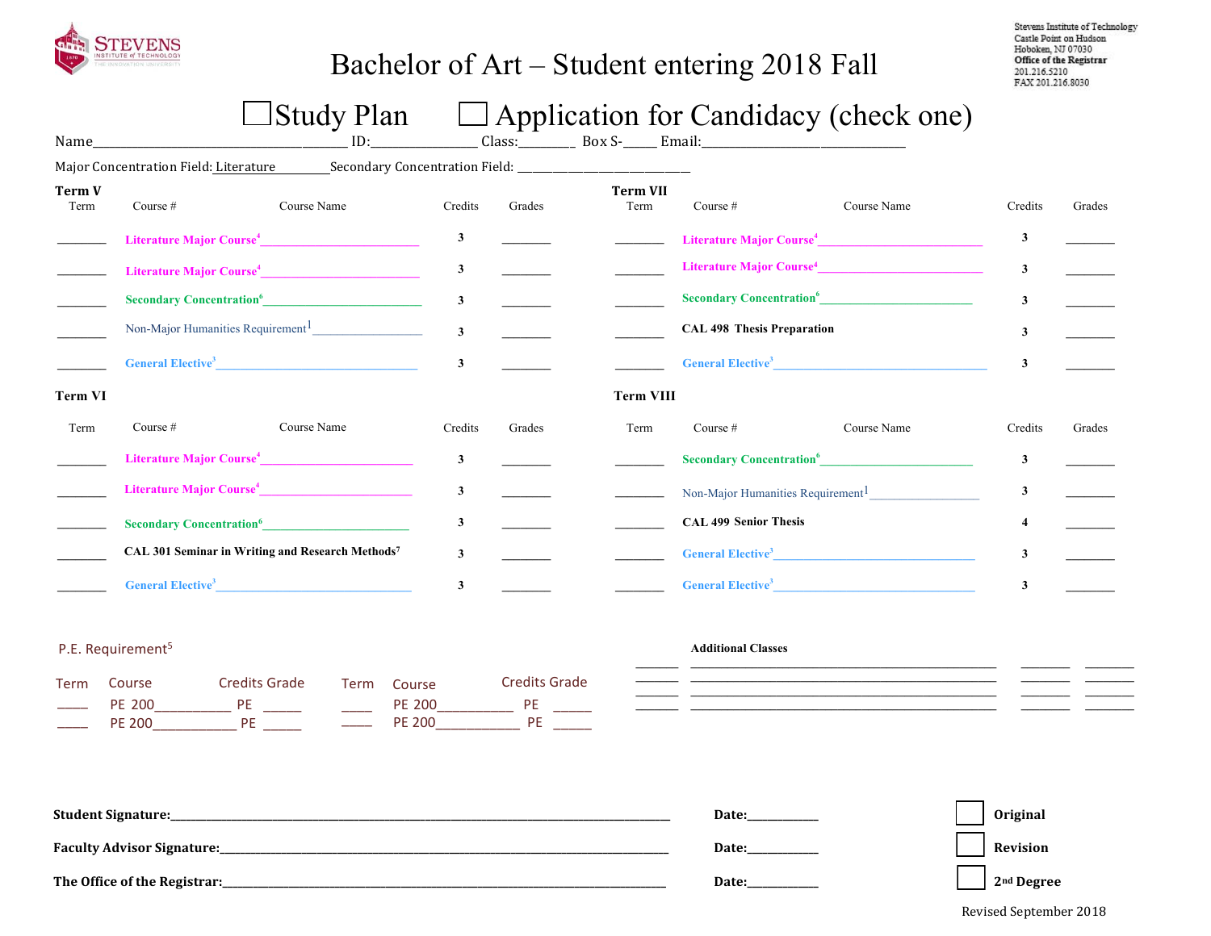Stevens Institute of Technology
Castle Point on Hudson
Hoboken, NJ 07030
**Office of the Registrar**
201.216.5210
FAX 201.216.8030

# Bachelor of Art – Student entering 2018 Fall

☐ Study Plan ☐ Application for Candidacy (check one)

Name________________________________ ID:______________ Class:________ Box S-_____ Email:____________________________

Major Concentration Field: Literature Secondary Concentration Field: ___________________________

**Term V**

| Term | Course # | Course Name | Credits | Grades |
|---|---|---|---|---|
| ________ | Literature Major Course[4]________________________ | | 3 | ________ |
| ________ | Literature Major Course[4]________________________ | | 3 | ________ |
| ________ | Secondary Concentration[6]________________________ | | 3 | ________ |
| ________ | Non-Major Humanities Requirement[1]________________ | | 3 | ________ |
| ________ | General Elective[3]______________________________ | | 3 | ________ |

**Term VI**

| Term | Course # | Course Name | Credits | Grades |
|---|---|---|---|---|
| ________ | Literature Major Course[4]________________________ | | 3 | ________ |
| ________ | Literature Major Course[4]________________________ | | 3 | ________ |
| ________ | Secondary Concentration[6]________________________ | | 3 | ________ |
| ________ | CAL 301 | Seminar in Writing and Research Methods[7] | 3 | ________ |
| ________ | General Elective[3]______________________________ | | 3 | ________ |

**Term VII**

| Term | Course # | Course Name | Credits | Grades |
|---|---|---|---|---|
| ________ | Literature Major Course[4]________________________ | | 3 | ________ |
| ________ | Literature Major Course[4]________________________ | | 3 | ________ |
| ________ | Secondary Concentration[6]________________________ | | 3 | ________ |
| ________ | CAL 498 | Thesis Preparation | 3 | ________ |
| ________ | General Elective[3]______________________________ | | 3 | ________ |

**Term VIII**

| Term | Course # | Course Name | Credits | Grades |
|---|---|---|---|---|
| ________ | Secondary Concentration[6]________________________ | | 3 | ________ |
| ________ | Non-Major Humanities Requirement[1]________________ | | 3 | ________ |
| ________ | CAL 499 | Senior Thesis | 4 | ________ |
| ________ | General Elective[3]______________________________ | | 3 | ________ |
| ________ | General Elective[3]______________________________ | | 3 | ________ |

**P.E. Requirement[5]**

| Term | Course | Credits | Grade | Term | Course | Credits | Grade |
|---|---|---|---|---|---|---|---|
| _____ | PE 200___________ | PE | ______ | _____ | PE 200___________ | PE | ______ |
| _____ | PE 200___________ | PE | ______ | _____ | PE 200___________ | PE | ______ |

**Additional Classes**

| | | | |
|---|---|---|---|
| ________ | ____________________________________________ | ________ | ________ |
| ________ | ____________________________________________ | ________ | ________ |
| ________ | ____________________________________________ | ________ | ________ |
| ________ | ____________________________________________ | ________ | ________ |

**Student Signature:**_____________________________________________ **Date:**___________ ☐ **Original**

**Faculty Advisor Signature:**_______________________________________ **Date:**___________ ☐ **Revision**

**The Office of the Registrar:**______________________________________ **Date:**___________ ☐ **2nd Degree**

Revised September 2018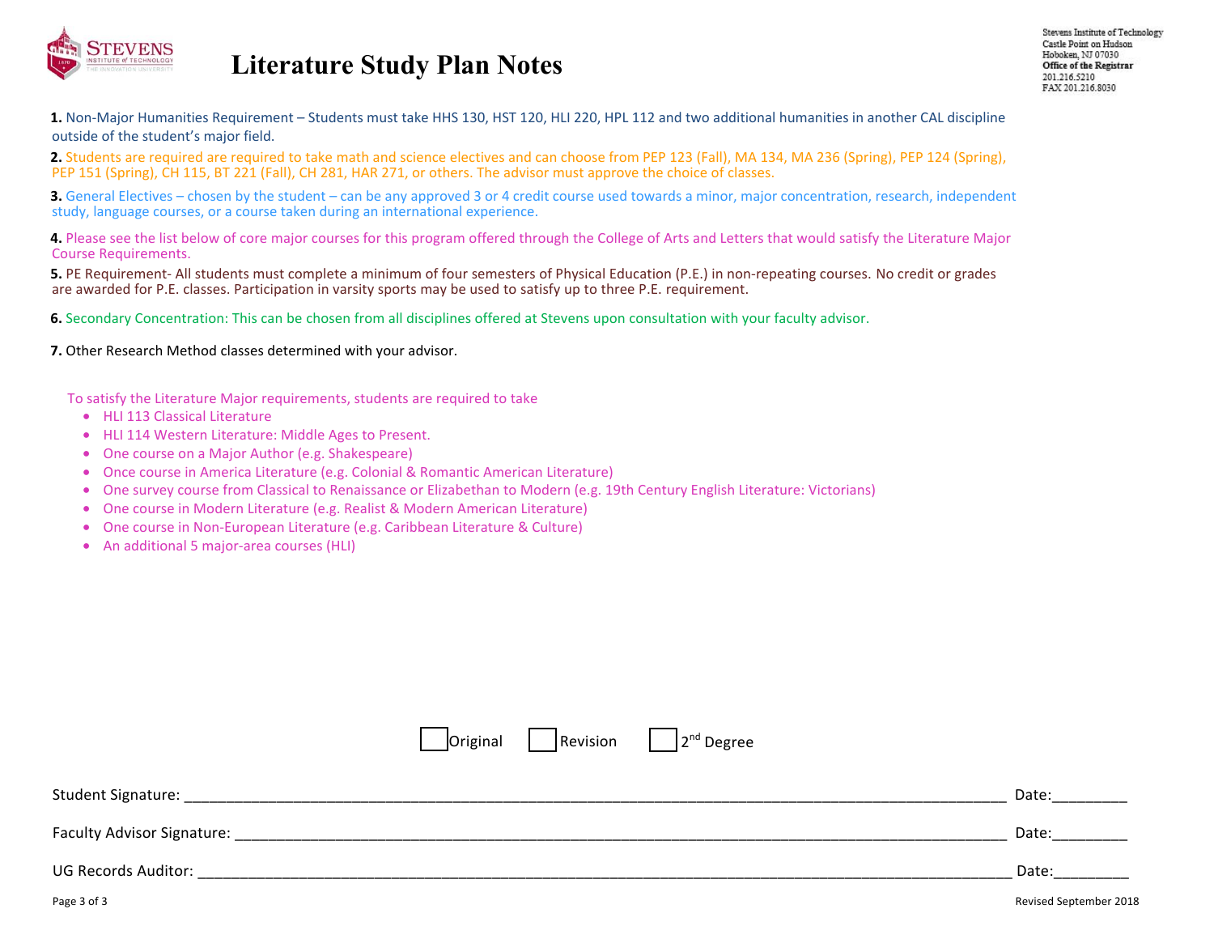# Literature Study Plan Notes

Stevens Institute of Technology
Castle Point on Hudson
Hoboken, NJ 07030
**Office of the Registrar**
201.216.5210
FAX 201.216.8030

**1.** Non-Major Humanities Requirement – Students must take HHS 130, HST 120, HLI 220, HPL 112 and two additional humanities in another CAL discipline outside of the student's major field.

**2.** Students are required are required to take math and science electives and can choose from PEP 123 (Fall), MA 134, MA 236 (Spring), PEP 124 (Spring), PEP 151 (Spring), CH 115, BT 221 (Fall), CH 281, HAR 271, or others. The advisor must approve the choice of classes.

**3.** General Electives – chosen by the student – can be any approved 3 or 4 credit course used towards a minor, major concentration, research, independent study, language courses, or a course taken during an international experience.

**4.** Please see the list below of core major courses for this program offered through the College of Arts and Letters that would satisfy the Literature Major Course Requirements.

**5.** PE Requirement- All students must complete a minimum of four semesters of Physical Education (P.E.) in non-repeating courses. No credit or grades are awarded for P.E. classes. Participation in varsity sports may be used to satisfy up to three P.E. requirement.

**6.** Secondary Concentration: This can be chosen from all disciplines offered at Stevens upon consultation with your faculty advisor.

**7.** Other Research Method classes determined with your advisor.

To satisfy the Literature Major requirements, students are required to take

- HLI 113 Classical Literature
- HLI 114 Western Literature: Middle Ages to Present.
- One course on a Major Author (e.g. Shakespeare)
- Once course in America Literature (e.g. Colonial & Romantic American Literature)
- One survey course from Classical to Renaissance or Elizabethan to Modern (e.g. 19th Century English Literature: Victorians)
- One course in Modern Literature (e.g. Realist & Modern American Literature)
- One course in Non-European Literature (e.g. Caribbean Literature & Culture)
- An additional 5 major-area courses (HLI)

☐ Original ☐ Revision ☐ 2nd Degree

Student Signature: ______________________________ Date:________

Faculty Advisor Signature: ______________________________ Date:________

UG Records Auditor: ______________________________ Date:________

Revised September 2018